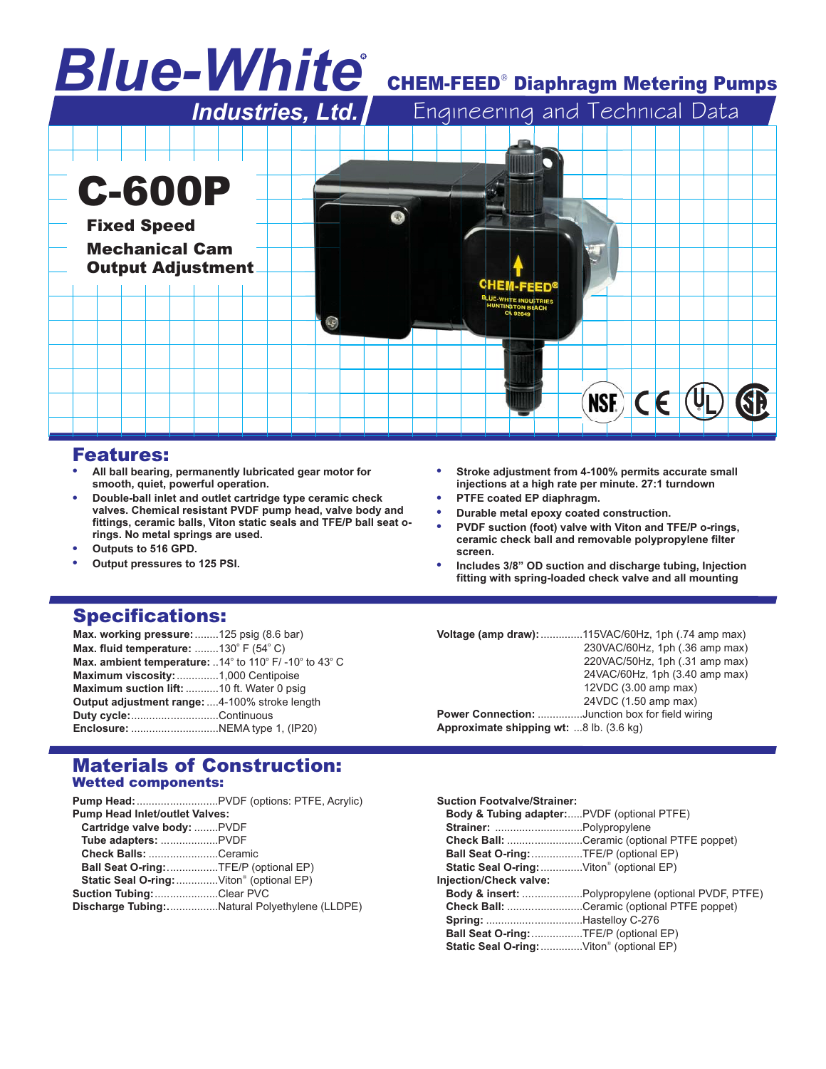# Blue-White® Industries, Ltd.

## CHEM-FEED® Diaphragm Metering Pumps

Engineering and Technical Data

# C-600P

**Fixed Speed**

**Mechanical Cam Output Adjustment**

## Features:

- All ball bearing, permanently lubricated gear motor for smooth, quiet, powerful operation.
- Double-ball inlet and outlet cartridge type ceramic check valves. Chemical resistant PVDF pump head, valve body and fittings, ceramic balls, Viton static seals and TFE/P ball seat o-rings. No metal springs are used.
- Outputs to 516 GPD.
- Output pressures to 125 PSI.
- Stroke adjustment from 4-100% permits accurate small injections at a high rate per minute. 27:1 turndown
- PTFE coated EP diaphragm.
- Durable metal epoxy coated construction.
- PVDF suction (foot) valve with Viton and TFE/P o-rings, ceramic check ball and removable polypropylene filter screen.
- Includes 3/8" OD suction and discharge tubing, Injection fitting with spring-loaded check valve and all mounting

## Specifications:

**Max. working pressure:** ........125 psig (8.6 bar)
**Max. fluid temperature:** ........130° F (54° C)
**Max. ambient temperature:** ..14° to 110° F/ -10° to 43° C
**Maximum viscosity:** ..............1,000 Centipoise
**Maximum suction lift:** ...........10 ft. Water 0 psig
**Output adjustment range:** ....4-100% stroke length
**Duty cycle:** ............................Continuous
**Enclosure:** .............................NEMA type 1, (IP20)

**Voltage (amp draw):** ..............115VAC/60Hz, 1ph (.74 amp max)
230VAC/60Hz, 1ph (.36 amp max)
220VAC/50Hz, 1ph (.31 amp max)
24VAC/60Hz, 1ph (3.40 amp max)
12VDC (3.00 amp max)
24VDC (1.50 amp max)
**Power Connection:** ...............Junction box for field wiring
**Approximate shipping wt:** ...8 lb. (3.6 kg)

## Materials of Construction:

### Wetted components:

**Pump Head:** ...........................PVDF (options: PTFE, Acrylic)
**Pump Head Inlet/outlet Valves:**
- **Cartridge valve body:** ........PVDF
- **Tube adapters:** ...................PVDF
- **Check Balls:** .......................Ceramic
- **Ball Seat O-ring:** .................TFE/P (optional EP)
- **Static Seal O-ring:** ..............Viton® (optional EP)

**Suction Tubing:** .....................Clear PVC
**Discharge Tubing:** .................Natural Polyethylene (LLDPE)

**Suction Footvalve/Strainer:**
- **Body & Tubing adapter:** .....PVDF (optional PTFE)
- **Strainer:** .............................Polypropylene
- **Check Ball:** .........................Ceramic (optional PTFE poppet)
- **Ball Seat O-ring:** .................TFE/P (optional EP)
- **Static Seal O-ring:** ..............Viton® (optional EP)

**Injection/Check valve:**
- **Body & insert:** ....................Polypropylene (optional PVDF, PTFE)
- **Check Ball:** .........................Ceramic (optional PTFE poppet)
- **Spring:** ................................Hastelloy C-276
- **Ball Seat O-ring:** .................TFE/P (optional EP)
- **Static Seal O-ring:** ..............Viton® (optional EP)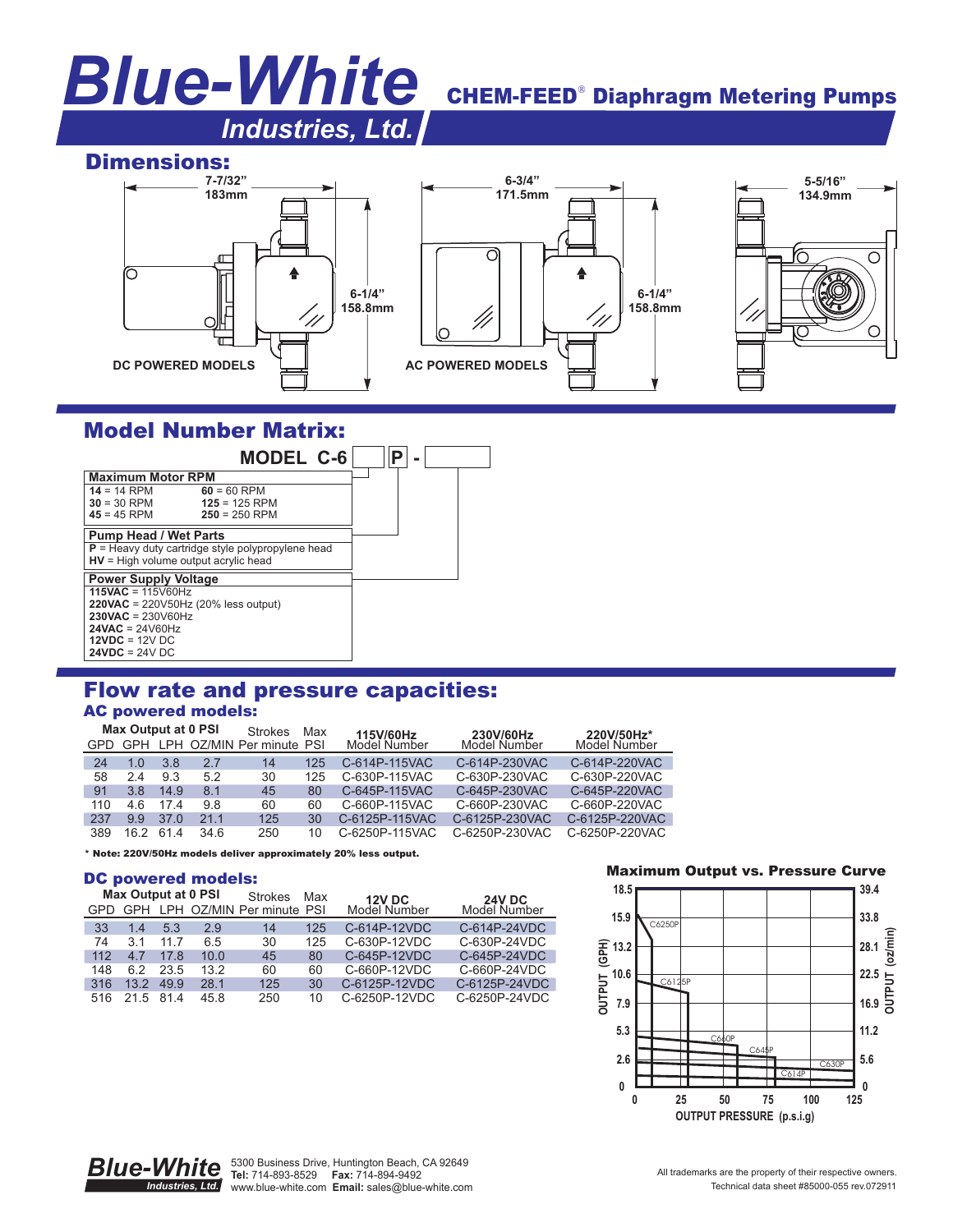# Blue-White Industries, Ltd.

## CHEM-FEED® Diaphragm Metering Pumps

## Dimensions:

7-7/32"
183mm

6-1/4"
158.8mm

DC POWERED MODELS

6-3/4"
171.5mm

6-1/4"
158.8mm

AC POWERED MODELS

5-5/16"
134.9mm

## Model Number Matrix:

**MODEL C-6 [ ] P - [ ]**

| Maximum Motor RPM | |
|---|---|
| **14** = 14 RPM | **60** = 60 RPM |
| **30** = 30 RPM | **125** = 125 RPM |
| **45** = 45 RPM | **250** = 250 RPM |

**Pump Head / Wet Parts**

- **P** = Heavy duty cartridge style polypropylene head
- **HV** = High volume output acrylic head

**Power Supply Voltage**

- **115VAC** = 115V60Hz
- **220VAC** = 220V50Hz (20% less output)
- **230VAC** = 230V60Hz
- **24VAC** = 24V60Hz
- **12VDC** = 12V DC
- **24VDC** = 24V DC

## Flow rate and pressure capacities:

### AC powered models:

| Max Output at 0 PSI | | | | Strokes | Max | 115V/60Hz | 230V/60Hz | 220V/50Hz* |
|---|---|---|---|---|---|---|---|---|
| GPD | GPH | LPH | OZ/MIN | Per minute | PSI | Model Number | Model Number | Model Number |
| 24 | 1.0 | 3.8 | 2.7 | 14 | 125 | C-614P-115VAC | C-614P-230VAC | C-614P-220VAC |
| 58 | 2.4 | 9.3 | 5.2 | 30 | 125 | C-630P-115VAC | C-630P-230VAC | C-630P-220VAC |
| 91 | 3.8 | 14.9 | 8.1 | 45 | 80 | C-645P-115VAC | C-645P-230VAC | C-645P-220VAC |
| 110 | 4.6 | 17.4 | 9.8 | 60 | 60 | C-660P-115VAC | C-660P-230VAC | C-660P-220VAC |
| 237 | 9.9 | 37.0 | 21.1 | 125 | 30 | C-6125P-115VAC | C-6125P-230VAC | C-6125P-220VAC |
| 389 | 16.2 | 61.4 | 34.6 | 250 | 10 | C-6250P-115VAC | C-6250P-230VAC | C-6250P-220VAC |

\* **Note: 220V/50Hz models deliver approximately 20% less output.**

### DC powered models:

| Max Output at 0 PSI | | | | Strokes | Max | 12V DC | 24V DC |
|---|---|---|---|---|---|---|---|
| GPD | GPH | LPH | OZ/MIN | Per minute | PSI | Model Number | Model Number |
| 33 | 1.4 | 5.3 | 2.9 | 14 | 125 | C-614P-12VDC | C-614P-24VDC |
| 74 | 3.1 | 11.7 | 6.5 | 30 | 125 | C-630P-12VDC | C-630P-24VDC |
| 112 | 4.7 | 17.8 | 10.0 | 45 | 80 | C-645P-12VDC | C-645P-24VDC |
| 148 | 6.2 | 23.5 | 13.2 | 60 | 60 | C-660P-12VDC | C-660P-24VDC |
| 316 | 13.2 | 49.9 | 28.1 | 125 | 30 | C-6125P-12VDC | C-6125P-24VDC |
| 516 | 21.5 | 81.4 | 45.8 | 250 | 10 | C-6250P-12VDC | C-6250P-24VDC |

### Maximum Output vs. Pressure Curve

OUTPUT (GPH): 18.5, 15.9, 13.2, 10.6, 7.9, 5.3, 2.6, 0

OUTPUT (oz/min): 39.4, 33.8, 28.1, 22.5, 16.9, 11.2, 5.6, 0

OUTPUT PRESSURE (p.s.i.g): 0, 25, 50, 75, 100, 125

C6250P, C6125P, C660P, C645P, C630P, C614P

Blue-White Industries, Ltd.
5300 Business Drive, Huntington Beach, CA 92649
**Tel:** 714-893-8529 **Fax:** 714-894-9492
www.blue-white.com **Email:** sales@blue-white.com

All trademarks are the property of their respective owners.
Technical data sheet #85000-055 rev.072911